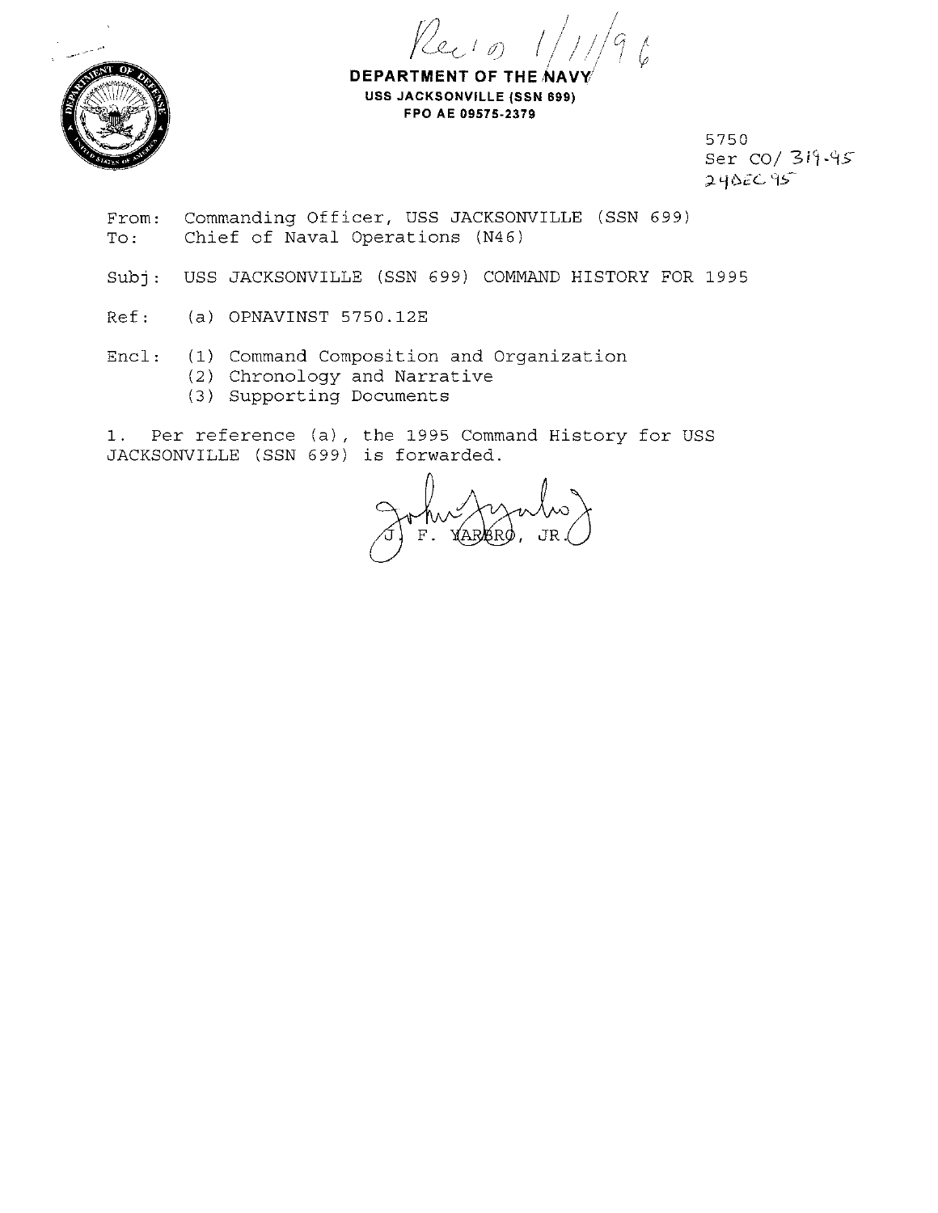Rec'd 1/11/96

**DEPARTMENT OF THE NAVY**
**USS JACKSONVILLE (SSN 699)**
**FPO AE 09575-2379**

5750
Ser CO/ 319-95
24DEC95

From: Commanding Officer, USS JACKSONVILLE (SSN 699)
To: Chief of Naval Operations (N46)

Subj: USS JACKSONVILLE (SSN 699) COMMAND HISTORY FOR 1995

Ref: (a) OPNAVINST 5750.12E

Encl: (1) Command Composition and Organization
(2) Chronology and Narrative
(3) Supporting Documents

1. Per reference (a), the 1995 Command History for USS JACKSONVILLE (SSN 699) is forwarded.

J. F. YARBRO, JR.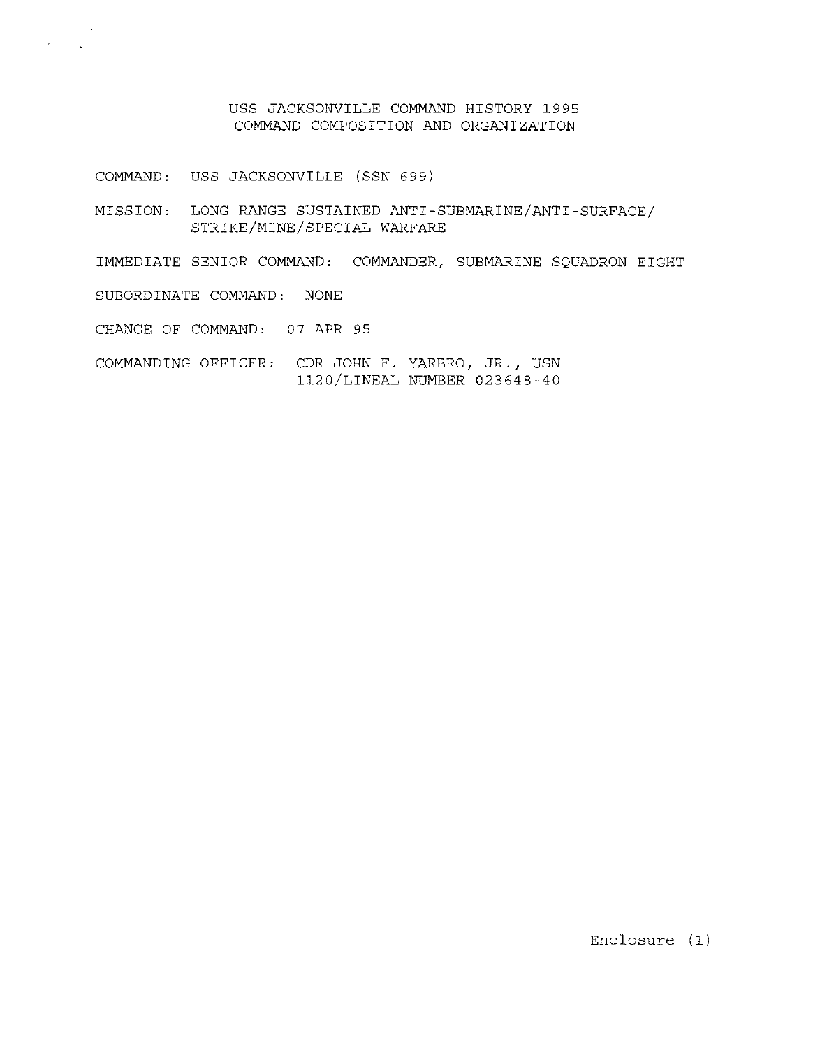# USS JACKSONVILLE COMMAND HISTORY 1995
## COMMAND COMPOSITION AND ORGANIZATION

COMMAND: USS JACKSONVILLE (SSN 699)

MISSION: LONG RANGE SUSTAINED ANTI-SUBMARINE/ANTI-SURFACE/ STRIKE/MINE/SPECIAL WARFARE

IMMEDIATE SENIOR COMMAND: COMMANDER, SUBMARINE SQUADRON EIGHT

SUBORDINATE COMMAND: NONE

CHANGE OF COMMAND: 07 APR 95

COMMANDING OFFICER: CDR JOHN F. YARBRO, JR., USN
1120/LINEAL NUMBER 023648-40

Enclosure (1)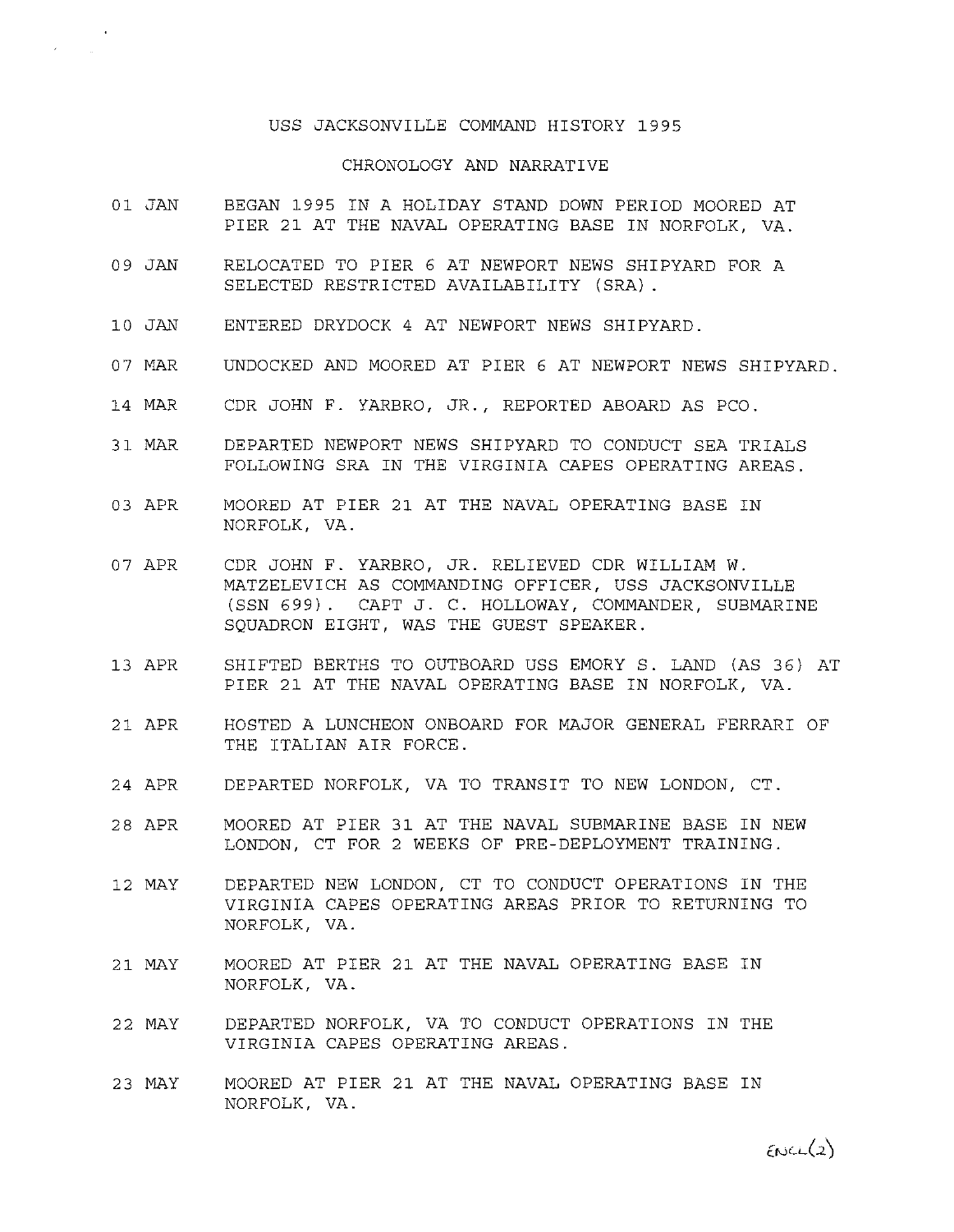USS JACKSONVILLE COMMAND HISTORY 1995

CHRONOLOGY AND NARRATIVE

| | |
|---|---|
| 01 JAN | BEGAN 1995 IN A HOLIDAY STAND DOWN PERIOD MOORED AT PIER 21 AT THE NAVAL OPERATING BASE IN NORFOLK, VA. |
| 09 JAN | RELOCATED TO PIER 6 AT NEWPORT NEWS SHIPYARD FOR A SELECTED RESTRICTED AVAILABILITY (SRA). |
| 10 JAN | ENTERED DRYDOCK 4 AT NEWPORT NEWS SHIPYARD. |
| 07 MAR | UNDOCKED AND MOORED AT PIER 6 AT NEWPORT NEWS SHIPYARD. |
| 14 MAR | CDR JOHN F. YARBRO, JR., REPORTED ABOARD AS PCO. |
| 31 MAR | DEPARTED NEWPORT NEWS SHIPYARD TO CONDUCT SEA TRIALS FOLLOWING SRA IN THE VIRGINIA CAPES OPERATING AREAS. |
| 03 APR | MOORED AT PIER 21 AT THE NAVAL OPERATING BASE IN NORFOLK, VA. |
| 07 APR | CDR JOHN F. YARBRO, JR. RELIEVED CDR WILLIAM W. MATZELEVICH AS COMMANDING OFFICER, USS JACKSONVILLE (SSN 699). CAPT J. C. HOLLOWAY, COMMANDER, SUBMARINE SQUADRON EIGHT, WAS THE GUEST SPEAKER. |
| 13 APR | SHIFTED BERTHS TO OUTBOARD USS EMORY S. LAND (AS 36) AT PIER 21 AT THE NAVAL OPERATING BASE IN NORFOLK, VA. |
| 21 APR | HOSTED A LUNCHEON ONBOARD FOR MAJOR GENERAL FERRARI OF THE ITALIAN AIR FORCE. |
| 24 APR | DEPARTED NORFOLK, VA TO TRANSIT TO NEW LONDON, CT. |
| 28 APR | MOORED AT PIER 31 AT THE NAVAL SUBMARINE BASE IN NEW LONDON, CT FOR 2 WEEKS OF PRE-DEPLOYMENT TRAINING. |
| 12 MAY | DEPARTED NEW LONDON, CT TO CONDUCT OPERATIONS IN THE VIRGINIA CAPES OPERATING AREAS PRIOR TO RETURNING TO NORFOLK, VA. |
| 21 MAY | MOORED AT PIER 21 AT THE NAVAL OPERATING BASE IN NORFOLK, VA. |
| 22 MAY | DEPARTED NORFOLK, VA TO CONDUCT OPERATIONS IN THE VIRGINIA CAPES OPERATING AREAS. |
| 23 MAY | MOORED AT PIER 21 AT THE NAVAL OPERATING BASE IN NORFOLK, VA. |

ENCL (2)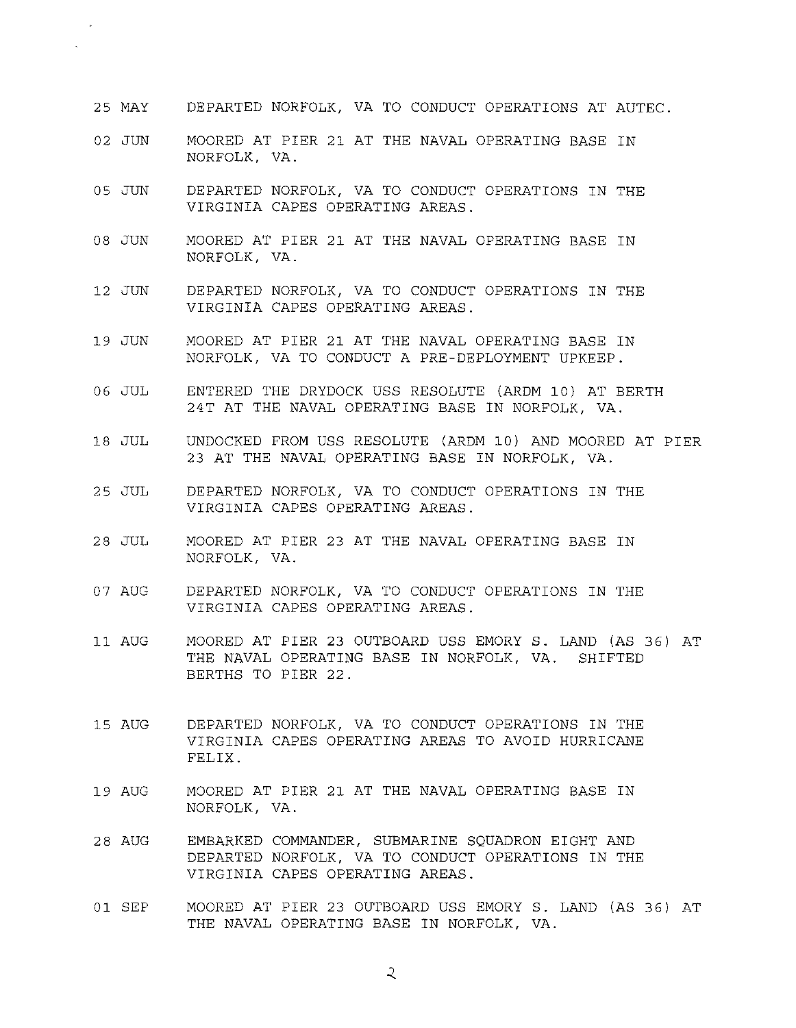25 MAY DEPARTED NORFOLK, VA TO CONDUCT OPERATIONS AT AUTEC.

02 JUN MOORED AT PIER 21 AT THE NAVAL OPERATING BASE IN NORFOLK, VA.

05 JUN DEPARTED NORFOLK, VA TO CONDUCT OPERATIONS IN THE VIRGINIA CAPES OPERATING AREAS.

08 JUN MOORED AT PIER 21 AT THE NAVAL OPERATING BASE IN NORFOLK, VA.

12 JUN DEPARTED NORFOLK, VA TO CONDUCT OPERATIONS IN THE VIRGINIA CAPES OPERATING AREAS.

19 JUN MOORED AT PIER 21 AT THE NAVAL OPERATING BASE IN NORFOLK, VA TO CONDUCT A PRE-DEPLOYMENT UPKEEP.

06 JUL ENTERED THE DRYDOCK USS RESOLUTE (ARDM 10) AT BERTH 24T AT THE NAVAL OPERATING BASE IN NORFOLK, VA.

18 JUL UNDOCKED FROM USS RESOLUTE (ARDM 10) AND MOORED AT PIER 23 AT THE NAVAL OPERATING BASE IN NORFOLK, VA.

25 JUL DEPARTED NORFOLK, VA TO CONDUCT OPERATIONS IN THE VIRGINIA CAPES OPERATING AREAS.

28 JUL MOORED AT PIER 23 AT THE NAVAL OPERATING BASE IN NORFOLK, VA.

07 AUG DEPARTED NORFOLK, VA TO CONDUCT OPERATIONS IN THE VIRGINIA CAPES OPERATING AREAS.

11 AUG MOORED AT PIER 23 OUTBOARD USS EMORY S. LAND (AS 36) AT THE NAVAL OPERATING BASE IN NORFOLK, VA. SHIFTED BERTHS TO PIER 22.

15 AUG DEPARTED NORFOLK, VA TO CONDUCT OPERATIONS IN THE VIRGINIA CAPES OPERATING AREAS TO AVOID HURRICANE FELIX.

19 AUG MOORED AT PIER 21 AT THE NAVAL OPERATING BASE IN NORFOLK, VA.

28 AUG EMBARKED COMMANDER, SUBMARINE SQUADRON EIGHT AND DEPARTED NORFOLK, VA TO CONDUCT OPERATIONS IN THE VIRGINIA CAPES OPERATING AREAS.

01 SEP MOORED AT PIER 23 OUTBOARD USS EMORY S. LAND (AS 36) AT THE NAVAL OPERATING BASE IN NORFOLK, VA.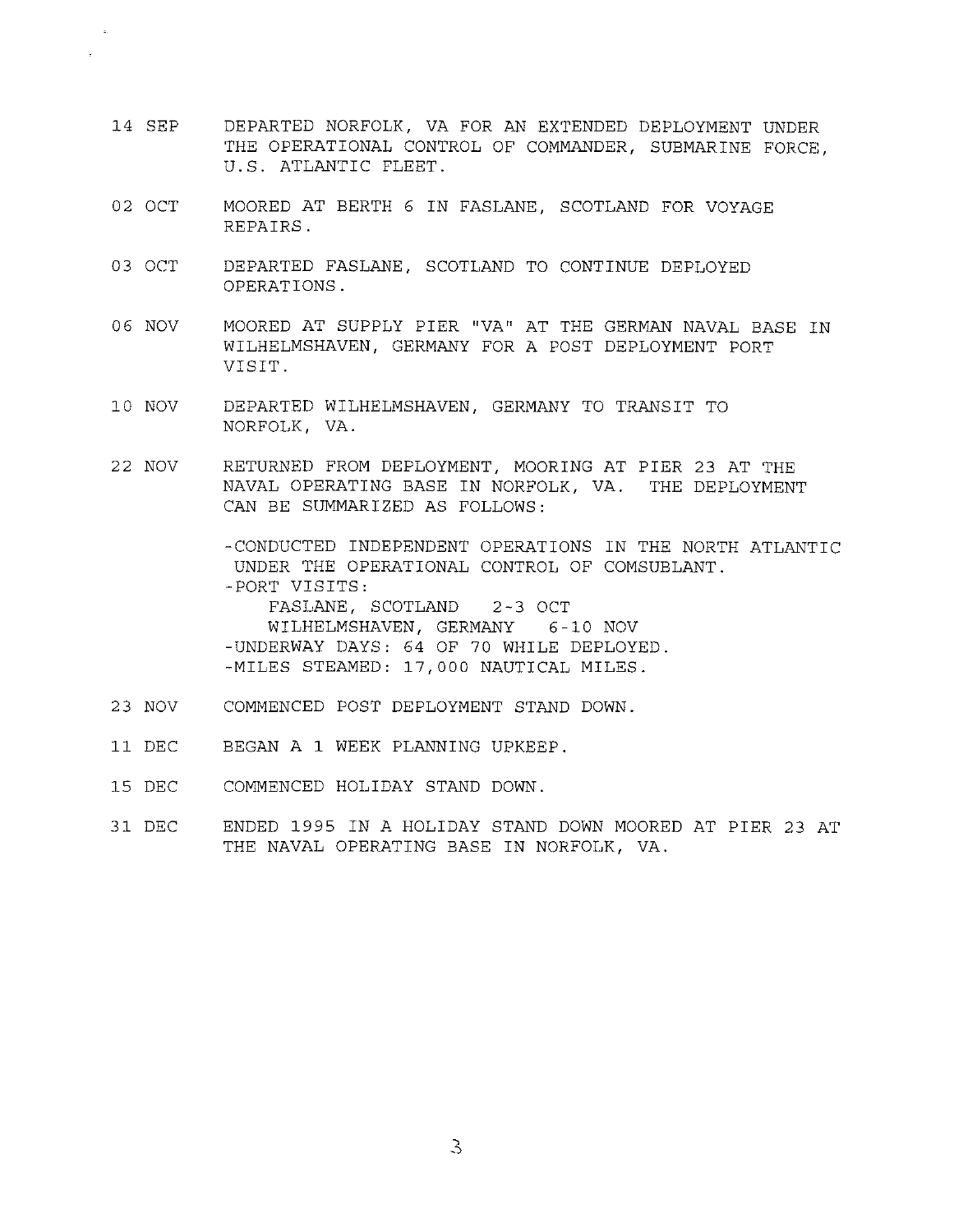14 SEP DEPARTED NORFOLK, VA FOR AN EXTENDED DEPLOYMENT UNDER THE OPERATIONAL CONTROL OF COMMANDER, SUBMARINE FORCE, U.S. ATLANTIC FLEET.

02 OCT MOORED AT BERTH 6 IN FASLANE, SCOTLAND FOR VOYAGE REPAIRS.

03 OCT DEPARTED FASLANE, SCOTLAND TO CONTINUE DEPLOYED OPERATIONS.

06 NOV MOORED AT SUPPLY PIER "VA" AT THE GERMAN NAVAL BASE IN WILHELMSHAVEN, GERMANY FOR A POST DEPLOYMENT PORT VISIT.

10 NOV DEPARTED WILHELMSHAVEN, GERMANY TO TRANSIT TO NORFOLK, VA.

22 NOV RETURNED FROM DEPLOYMENT, MOORING AT PIER 23 AT THE NAVAL OPERATING BASE IN NORFOLK, VA. THE DEPLOYMENT CAN BE SUMMARIZED AS FOLLOWS:

- CONDUCTED INDEPENDENT OPERATIONS IN THE NORTH ATLANTIC UNDER THE OPERATIONAL CONTROL OF COMSUBLANT.
- PORT VISITS:
  - FASLANE, SCOTLAND 2-3 OCT
  - WILHELMSHAVEN, GERMANY 6-10 NOV
- UNDERWAY DAYS: 64 OF 70 WHILE DEPLOYED.
- MILES STEAMED: 17,000 NAUTICAL MILES.

23 NOV COMMENCED POST DEPLOYMENT STAND DOWN.

11 DEC BEGAN A 1 WEEK PLANNING UPKEEP.

15 DEC COMMENCED HOLIDAY STAND DOWN.

31 DEC ENDED 1995 IN A HOLIDAY STAND DOWN MOORED AT PIER 23 AT THE NAVAL OPERATING BASE IN NORFOLK, VA.